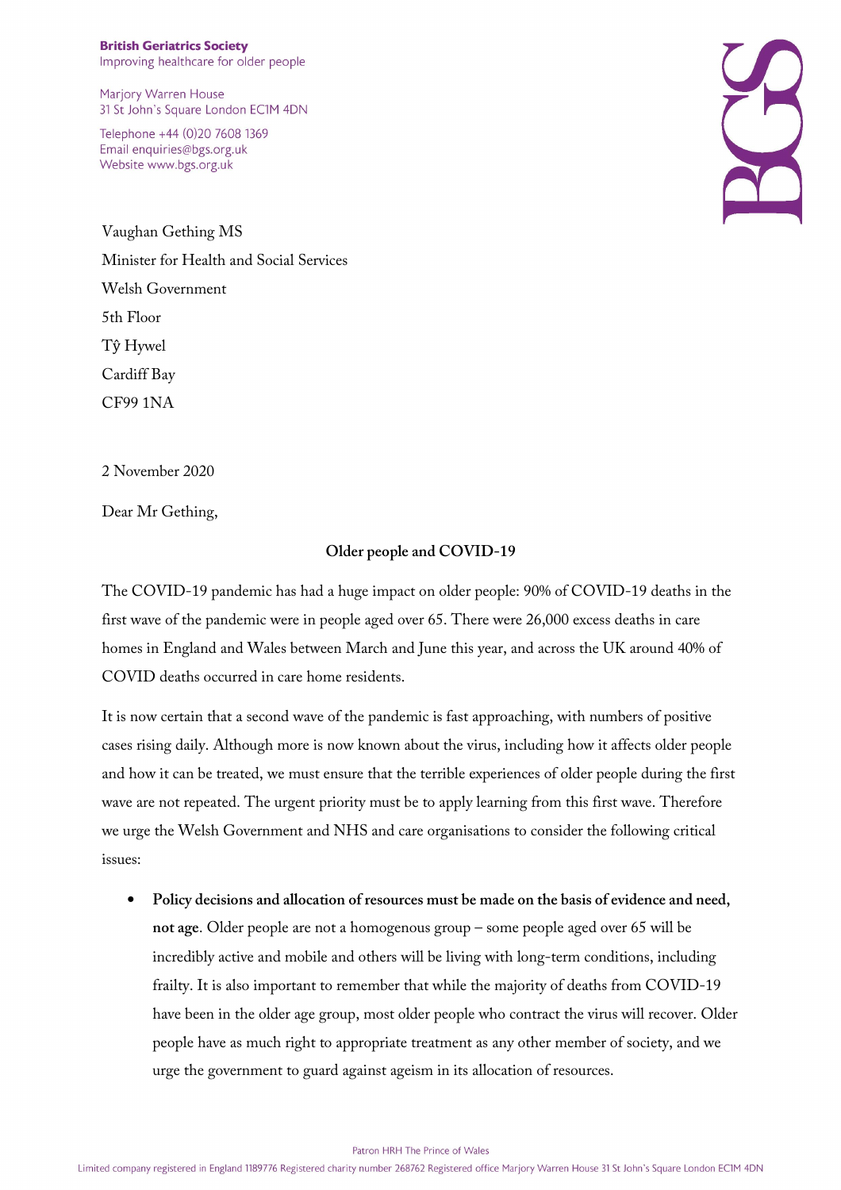**British Geriatrics Society**
Improving healthcare for older people

Marjory Warren House
31 St John's Square London EC1M 4DN

Telephone +44 (0)20 7608 1369
Email enquiries@bgs.org.uk
Website www.bgs.org.uk

Vaughan Gething MS
Minister for Health and Social Services
Welsh Government
5th Floor
Tŷ Hywel
Cardiff Bay
CF99 1NA

2 November 2020

Dear Mr Gething,

**Older people and COVID-19**

The COVID-19 pandemic has had a huge impact on older people: 90% of COVID-19 deaths in the first wave of the pandemic were in people aged over 65. There were 26,000 excess deaths in care homes in England and Wales between March and June this year, and across the UK around 40% of COVID deaths occurred in care home residents.

It is now certain that a second wave of the pandemic is fast approaching, with numbers of positive cases rising daily. Although more is now known about the virus, including how it affects older people and how it can be treated, we must ensure that the terrible experiences of older people during the first wave are not repeated. The urgent priority must be to apply learning from this first wave. Therefore we urge the Welsh Government and NHS and care organisations to consider the following critical issues:

- **Policy decisions and allocation of resources must be made on the basis of evidence and need, not age**. Older people are not a homogenous group – some people aged over 65 will be incredibly active and mobile and others will be living with long-term conditions, including frailty. It is also important to remember that while the majority of deaths from COVID-19 have been in the older age group, most older people who contract the virus will recover. Older people have as much right to appropriate treatment as any other member of society, and we urge the government to guard against ageism in its allocation of resources.

Patron HRH The Prince of Wales
Limited company registered in England 1189776 Registered charity number 268762 Registered office Marjory Warren House 31 St John's Square London EC1M 4DN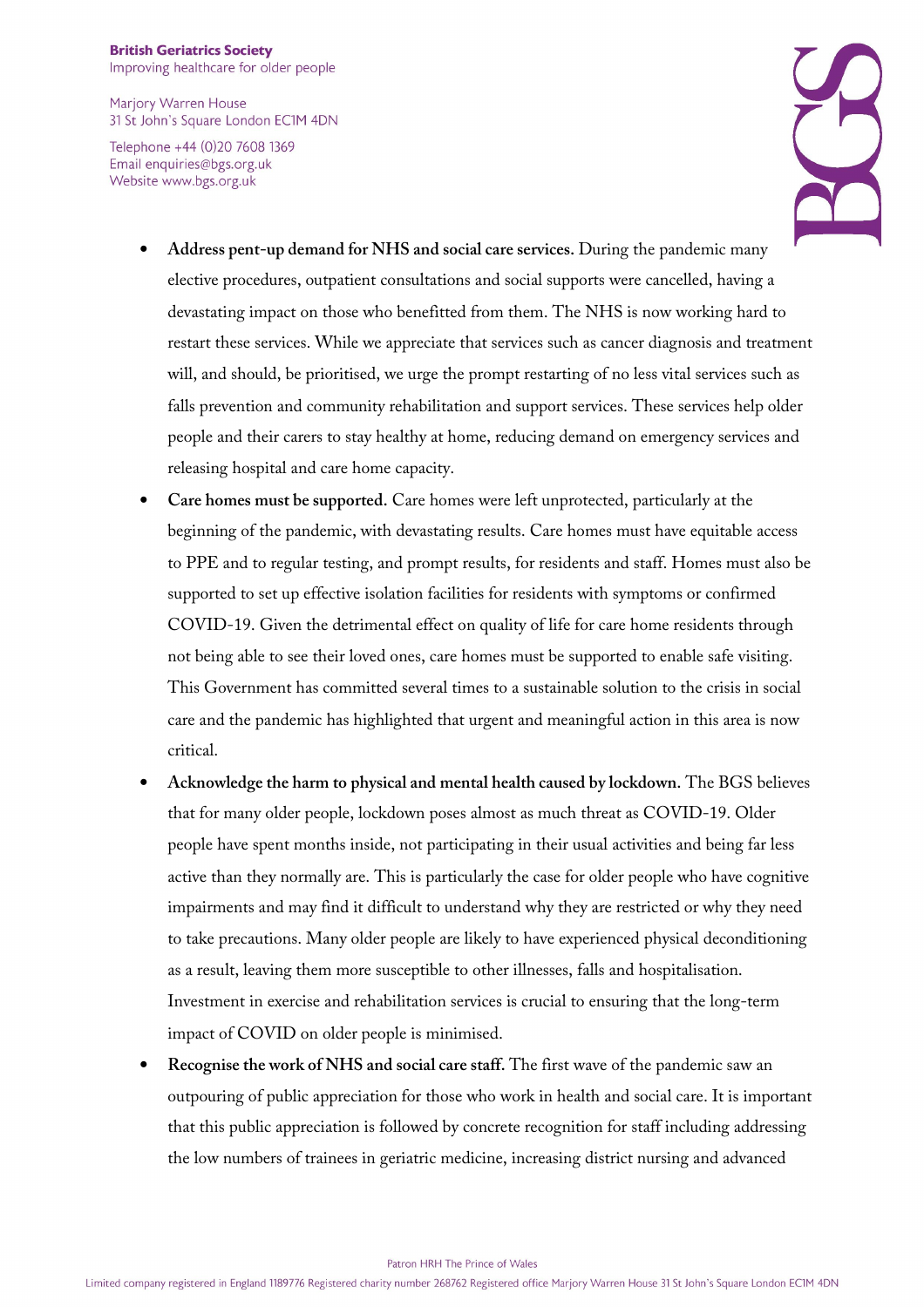- **Address pent-up demand for NHS and social care services.** During the pandemic many elective procedures, outpatient consultations and social supports were cancelled, having a devastating impact on those who benefitted from them. The NHS is now working hard to restart these services. While we appreciate that services such as cancer diagnosis and treatment will, and should, be prioritised, we urge the prompt restarting of no less vital services such as falls prevention and community rehabilitation and support services. These services help older people and their carers to stay healthy at home, reducing demand on emergency services and releasing hospital and care home capacity.
- **Care homes must be supported.** Care homes were left unprotected, particularly at the beginning of the pandemic, with devastating results. Care homes must have equitable access to PPE and to regular testing, and prompt results, for residents and staff. Homes must also be supported to set up effective isolation facilities for residents with symptoms or confirmed COVID-19. Given the detrimental effect on quality of life for care home residents through not being able to see their loved ones, care homes must be supported to enable safe visiting. This Government has committed several times to a sustainable solution to the crisis in social care and the pandemic has highlighted that urgent and meaningful action in this area is now critical.
- **Acknowledge the harm to physical and mental health caused by lockdown.** The BGS believes that for many older people, lockdown poses almost as much threat as COVID-19. Older people have spent months inside, not participating in their usual activities and being far less active than they normally are. This is particularly the case for older people who have cognitive impairments and may find it difficult to understand why they are restricted or why they need to take precautions. Many older people are likely to have experienced physical deconditioning as a result, leaving them more susceptible to other illnesses, falls and hospitalisation. Investment in exercise and rehabilitation services is crucial to ensuring that the long-term impact of COVID on older people is minimised.
- **Recognise the work of NHS and social care staff.** The first wave of the pandemic saw an outpouring of public appreciation for those who work in health and social care. It is important that this public appreciation is followed by concrete recognition for staff including addressing the low numbers of trainees in geriatric medicine, increasing district nursing and advanced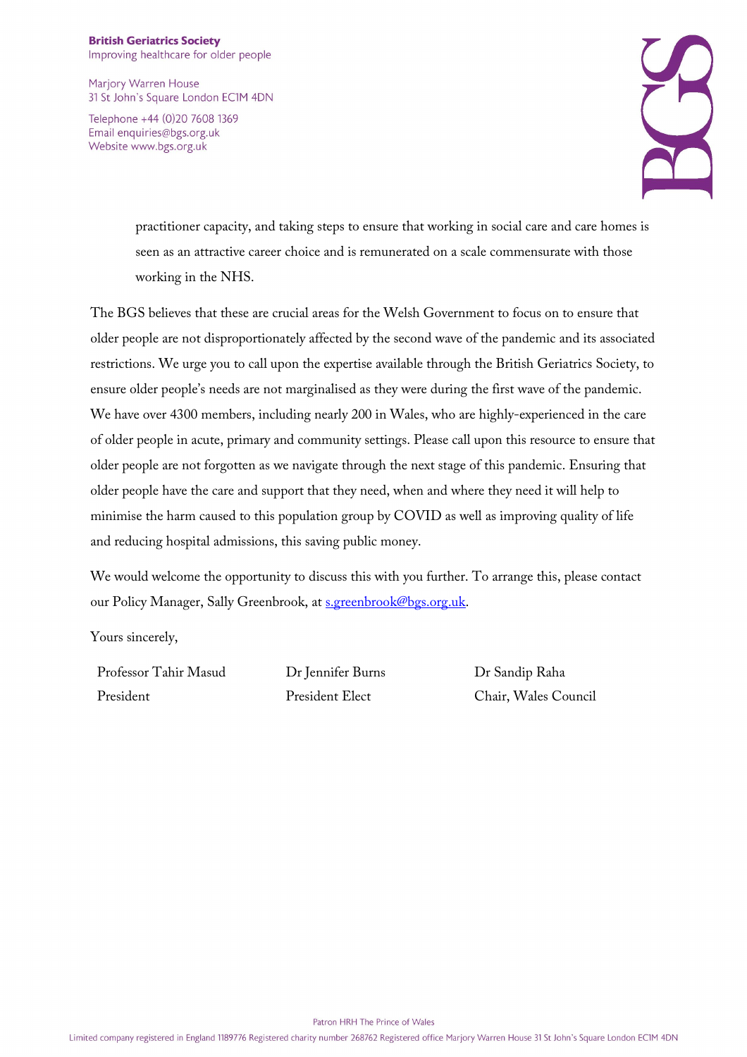practitioner capacity, and taking steps to ensure that working in social care and care homes is seen as an attractive career choice and is remunerated on a scale commensurate with those working in the NHS.

The BGS believes that these are crucial areas for the Welsh Government to focus on to ensure that older people are not disproportionately affected by the second wave of the pandemic and its associated restrictions. We urge you to call upon the expertise available through the British Geriatrics Society, to ensure older people's needs are not marginalised as they were during the first wave of the pandemic. We have over 4300 members, including nearly 200 in Wales, who are highly-experienced in the care of older people in acute, primary and community settings. Please call upon this resource to ensure that older people are not forgotten as we navigate through the next stage of this pandemic. Ensuring that older people have the care and support that they need, when and where they need it will help to minimise the harm caused to this population group by COVID as well as improving quality of life and reducing hospital admissions, this saving public money.

We would welcome the opportunity to discuss this with you further. To arrange this, please contact our Policy Manager, Sally Greenbrook, at s.greenbrook@bgs.org.uk.

Yours sincerely,

| | | |
|---|---|---|
| Professor Tahir Masud | Dr Jennifer Burns | Dr Sandip Raha |
| President | President Elect | Chair, Wales Council |